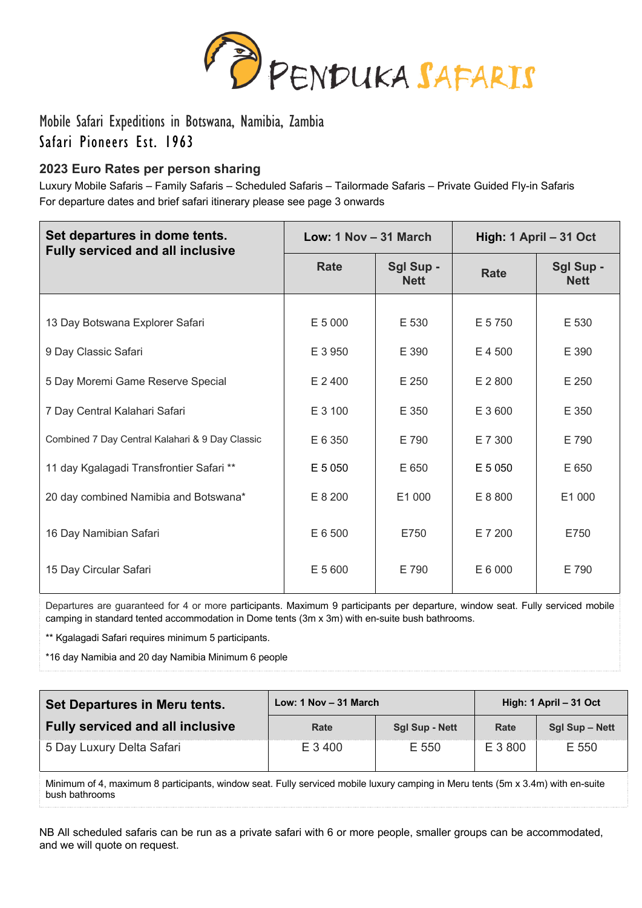# PENDUKA SAFARIS

Mobile Safari Expeditions in Botswana, Namibia, Zambia

Safari Pioneers Est. 1963

## 2023 Euro Rates per person sharing

Luxury Mobile Safaris – Family Safaris – Scheduled Safaris – Tailormade Safaris – Private Guided Fly-in Safaris

For departure dates and brief safari itinerary please see page 3 onwards

| Set departures in dome tents. Fully serviced and all inclusive | Low: 1 Nov – 31 March | | High: 1 April – 31 Oct | |
|---|---|---|---|---|
| | Rate | Sgl Sup - Nett | Rate | Sgl Sup - Nett |
| 13 Day Botswana Explorer Safari | E 5 000 | E 530 | E 5 750 | E 530 |
| 9 Day Classic Safari | E 3 950 | E 390 | E 4 500 | E 390 |
| 5 Day Moremi Game Reserve Special | E 2 400 | E 250 | E 2 800 | E 250 |
| 7 Day Central Kalahari Safari | E 3 100 | E 350 | E 3 600 | E 350 |
| Combined 7 Day Central Kalahari & 9 Day Classic | E 6 350 | E 790 | E 7 300 | E 790 |
| 11 day Kgalagadi Transfrontier Safari ** | E 5 050 | E 650 | E 5 050 | E 650 |
| 20 day combined Namibia and Botswana* | E 8 200 | E1 000 | E 8 800 | E1 000 |
| 16 Day Namibian Safari | E 6 500 | E750 | E 7 200 | E750 |
| 15 Day Circular Safari | E 5 600 | E 790 | E 6 000 | E 790 |

Departures are guaranteed for 4 or more participants. Maximum 9 participants per departure, window seat. Fully serviced mobile camping in standard tented accommodation in Dome tents (3m x 3m) with en-suite bush bathrooms.

** Kgalagadi Safari requires minimum 5 participants.

*16 day Namibia and 20 day Namibia Minimum 6 people

| Set Departures in Meru tents. Fully serviced and all inclusive | Low: 1 Nov – 31 March | | High: 1 April – 31 Oct | |
|---|---|---|---|---|
| | Rate | Sgl Sup - Nett | Rate | Sgl Sup – Nett |
| 5 Day Luxury Delta Safari | E 3 400 | E 550 | E 3 800 | E 550 |

Minimum of 4, maximum 8 participants, window seat. Fully serviced mobile luxury camping in Meru tents (5m x 3.4m) with en-suite bush bathrooms

NB All scheduled safaris can be run as a private safari with 6 or more people, smaller groups can be accommodated, and we will quote on request.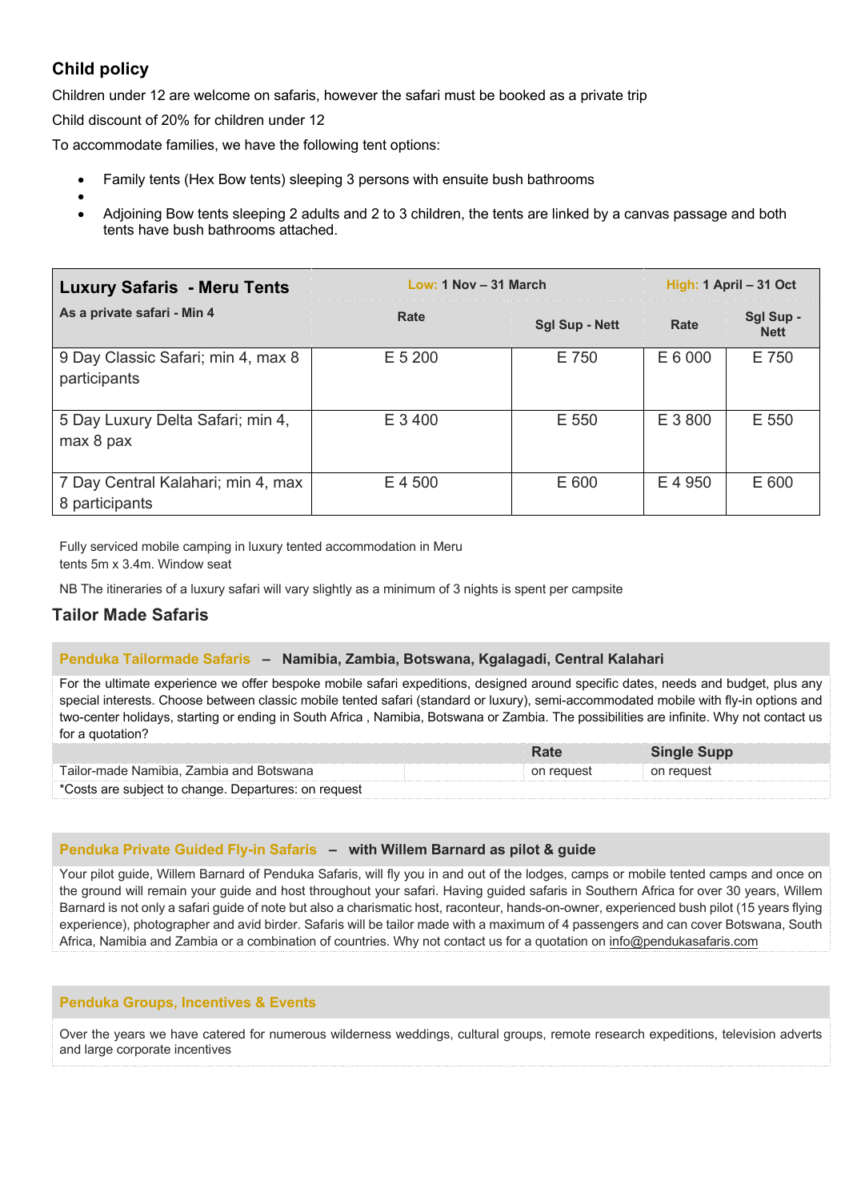## Child policy

Children under 12 are welcome on safaris, however the safari must be booked as a private trip

Child discount of 20% for children under 12

To accommodate families, we have the following tent options:

- Family tents (Hex Bow tents) sleeping 3 persons with ensuite bush bathrooms
- 
- Adjoining Bow tents sleeping 2 adults and 2 to 3 children, the tents are linked by a canvas passage and both tents have bush bathrooms attached.

| **Luxury Safaris - Meru Tents** As a private safari - Min 4 | **Low:** 1 Nov – 31 March | | **High:** 1 April – 31 Oct | |
|---|---|---|---|---|
| | **Rate** | **Sgl Sup - Nett** | **Rate** | **Sgl Sup - Nett** |
| 9 Day Classic Safari; min 4, max 8 participants | E 5 200 | E 750 | E 6 000 | E 750 |
| 5 Day Luxury Delta Safari; min 4, max 8 pax | E 3 400 | E 550 | E 3 800 | E 550 |
| 7 Day Central Kalahari; min 4, max 8 participants | E 4 500 | E 600 | E 4 950 | E 600 |

Fully serviced mobile camping in luxury tented accommodation in Meru tents 5m x 3.4m. Window seat

NB The itineraries of a luxury safari will vary slightly as a minimum of 3 nights is spent per campsite

## Tailor Made Safaris

### Penduka Tailormade Safaris – Namibia, Zambia, Botswana, Kgalagadi, Central Kalahari

For the ultimate experience we offer bespoke mobile safari expeditions, designed around specific dates, needs and budget, plus any special interests. Choose between classic mobile tented safari (standard or luxury), semi-accommodated mobile with fly-in options and two-center holidays, starting or ending in South Africa , Namibia, Botswana or Zambia. The possibilities are infinite. Why not contact us for a quotation?

| | | **Rate** | **Single Supp** |
|---|---|---|---|
| Tailor-made Namibia, Zambia and Botswana | | on request | on request |

*Costs are subject to change. Departures: on request

### Penduka Private Guided Fly-in Safaris – with Willem Barnard as pilot & guide

Your pilot guide, Willem Barnard of Penduka Safaris, will fly you in and out of the lodges, camps or mobile tented camps and once on the ground will remain your guide and host throughout your safari. Having guided safaris in Southern Africa for over 30 years, Willem Barnard is not only a safari guide of note but also a charismatic host, raconteur, hands-on-owner, experienced bush pilot (15 years flying experience), photographer and avid birder. Safaris will be tailor made with a maximum of 4 passengers and can cover Botswana, South Africa, Namibia and Zambia or a combination of countries. Why not contact us for a quotation on info@pendukasafaris.com

### Penduka Groups, Incentives & Events

Over the years we have catered for numerous wilderness weddings, cultural groups, remote research expeditions, television adverts and large corporate incentives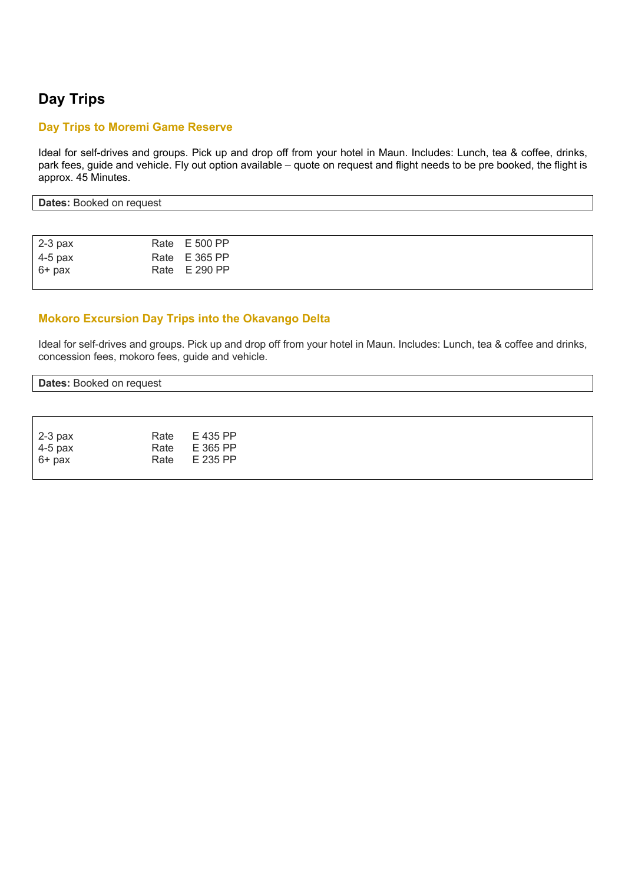# Day Trips

## Day Trips to Moremi Game Reserve

Ideal for self-drives and groups. Pick up and drop off from your hotel in Maun. Includes: Lunch, tea & coffee, drinks, park fees, guide and vehicle. Fly out option available – quote on request and flight needs to be pre booked, the flight is approx. 45 Minutes.

**Dates:** Booked on request

| | | |
|---|---|---|
| 2-3 pax | Rate | E 500 PP |
| 4-5 pax | Rate | E 365 PP |
| 6+ pax | Rate | E 290 PP |

## Mokoro Excursion Day Trips into the Okavango Delta

Ideal for self-drives and groups. Pick up and drop off from your hotel in Maun. Includes: Lunch, tea & coffee and drinks, concession fees, mokoro fees, guide and vehicle.

**Dates:** Booked on request

| | | |
|---|---|---|
| 2-3 pax | Rate | E 435 PP |
| 4-5 pax | Rate | E 365 PP |
| 6+ pax | Rate | E 235 PP |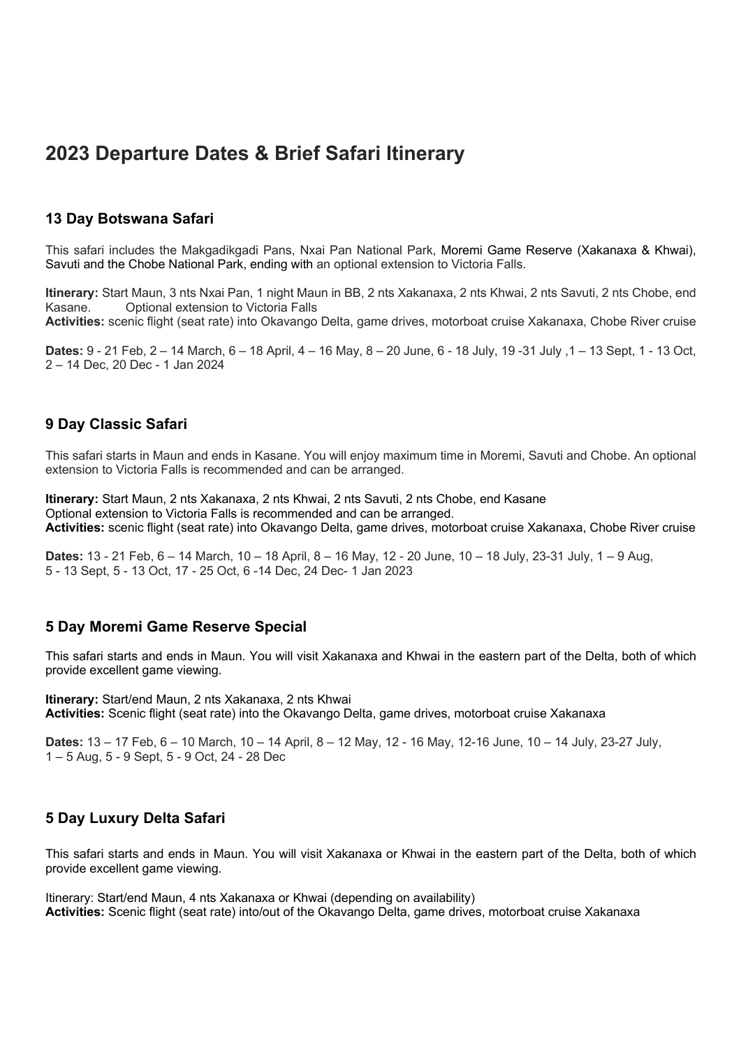# 2023 Departure Dates & Brief Safari Itinerary

## 13 Day Botswana Safari

This safari includes the Makgadikgadi Pans, Nxai Pan National Park, Moremi Game Reserve (Xakanaxa & Khwai), Savuti and the Chobe National Park, ending with an optional extension to Victoria Falls.

**Itinerary:** Start Maun, 3 nts Nxai Pan, 1 night Maun in BB, 2 nts Xakanaxa, 2 nts Khwai, 2 nts Savuti, 2 nts Chobe, end Kasane. Optional extension to Victoria Falls
**Activities:** scenic flight (seat rate) into Okavango Delta, game drives, motorboat cruise Xakanaxa, Chobe River cruise

**Dates:** 9 - 21 Feb, 2 – 14 March, 6 – 18 April, 4 – 16 May, 8 – 20 June, 6 - 18 July, 19 -31 July ,1 – 13 Sept, 1 - 13 Oct, 2 – 14 Dec, 20 Dec - 1 Jan 2024

## 9 Day Classic Safari

This safari starts in Maun and ends in Kasane. You will enjoy maximum time in Moremi, Savuti and Chobe. An optional extension to Victoria Falls is recommended and can be arranged.

**Itinerary:** Start Maun, 2 nts Xakanaxa, 2 nts Khwai, 2 nts Savuti, 2 nts Chobe, end Kasane
Optional extension to Victoria Falls is recommended and can be arranged.
**Activities:** scenic flight (seat rate) into Okavango Delta, game drives, motorboat cruise Xakanaxa, Chobe River cruise

**Dates:** 13 - 21 Feb, 6 – 14 March, 10 – 18 April, 8 – 16 May, 12 - 20 June, 10 – 18 July, 23-31 July, 1 – 9 Aug, 5 - 13 Sept, 5 - 13 Oct, 17 - 25 Oct, 6 -14 Dec, 24 Dec- 1 Jan 2023

## 5 Day Moremi Game Reserve Special

This safari starts and ends in Maun. You will visit Xakanaxa and Khwai in the eastern part of the Delta, both of which provide excellent game viewing.

**Itinerary:** Start/end Maun, 2 nts Xakanaxa, 2 nts Khwai
**Activities:** Scenic flight (seat rate) into the Okavango Delta, game drives, motorboat cruise Xakanaxa

**Dates:** 13 – 17 Feb, 6 – 10 March, 10 – 14 April, 8 – 12 May, 12 - 16 May, 12-16 June, 10 – 14 July, 23-27 July, 1 – 5 Aug, 5 - 9 Sept, 5 - 9 Oct, 24 - 28 Dec

## 5 Day Luxury Delta Safari

This safari starts and ends in Maun. You will visit Xakanaxa or Khwai in the eastern part of the Delta, both of which provide excellent game viewing.

Itinerary: Start/end Maun, 4 nts Xakanaxa or Khwai (depending on availability)
**Activities:** Scenic flight (seat rate) into/out of the Okavango Delta, game drives, motorboat cruise Xakanaxa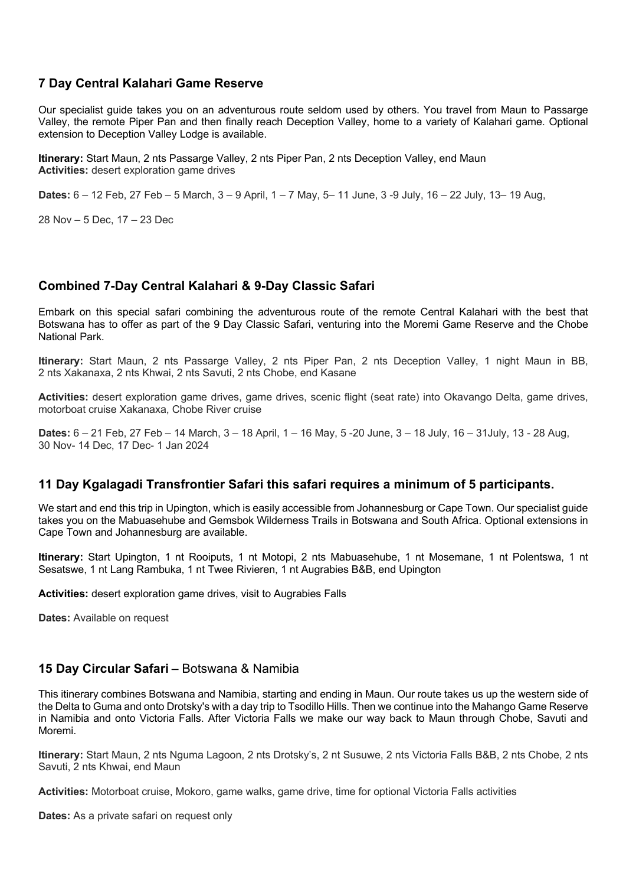## 7 Day Central Kalahari Game Reserve

Our specialist guide takes you on an adventurous route seldom used by others. You travel from Maun to Passarge Valley, the remote Piper Pan and then finally reach Deception Valley, home to a variety of Kalahari game. Optional extension to Deception Valley Lodge is available.

**Itinerary:** Start Maun, 2 nts Passarge Valley, 2 nts Piper Pan, 2 nts Deception Valley, end Maun
**Activities:** desert exploration game drives

**Dates:** 6 – 12 Feb, 27 Feb – 5 March, 3 – 9 April, 1 – 7 May, 5– 11 June, 3 -9 July, 16 – 22 July, 13– 19 Aug,

28 Nov – 5 Dec, 17 – 23 Dec

## Combined 7-Day Central Kalahari & 9-Day Classic Safari

Embark on this special safari combining the adventurous route of the remote Central Kalahari with the best that Botswana has to offer as part of the 9 Day Classic Safari, venturing into the Moremi Game Reserve and the Chobe National Park.

**Itinerary:** Start Maun, 2 nts Passarge Valley, 2 nts Piper Pan, 2 nts Deception Valley, 1 night Maun in BB, 2 nts Xakanaxa, 2 nts Khwai, 2 nts Savuti, 2 nts Chobe, end Kasane

**Activities:** desert exploration game drives, game drives, scenic flight (seat rate) into Okavango Delta, game drives, motorboat cruise Xakanaxa, Chobe River cruise

**Dates:** 6 – 21 Feb, 27 Feb – 14 March, 3 – 18 April, 1 – 16 May, 5 -20 June, 3 – 18 July, 16 – 31July, 13 - 28 Aug, 30 Nov- 14 Dec, 17 Dec- 1 Jan 2024

## 11 Day Kgalagadi Transfrontier Safari this safari requires a minimum of 5 participants.

We start and end this trip in Upington, which is easily accessible from Johannesburg or Cape Town. Our specialist guide takes you on the Mabuasehube and Gemsbok Wilderness Trails in Botswana and South Africa. Optional extensions in Cape Town and Johannesburg are available.

**Itinerary:** Start Upington, 1 nt Rooiputs, 1 nt Motopi, 2 nts Mabuasehube, 1 nt Mosemane, 1 nt Polentswa, 1 nt Sesatswe, 1 nt Lang Rambuka, 1 nt Twee Rivieren, 1 nt Augrabies B&B, end Upington

**Activities:** desert exploration game drives, visit to Augrabies Falls

**Dates:** Available on request

## 15 Day Circular Safari – Botswana & Namibia

This itinerary combines Botswana and Namibia, starting and ending in Maun. Our route takes us up the western side of the Delta to Guma and onto Drotsky's with a day trip to Tsodillo Hills. Then we continue into the Mahango Game Reserve in Namibia and onto Victoria Falls. After Victoria Falls we make our way back to Maun through Chobe, Savuti and Moremi.

**Itinerary:** Start Maun, 2 nts Nguma Lagoon, 2 nts Drotsky's, 2 nt Susuwe, 2 nts Victoria Falls B&B, 2 nts Chobe, 2 nts Savuti, 2 nts Khwai, end Maun

**Activities:** Motorboat cruise, Mokoro, game walks, game drive, time for optional Victoria Falls activities

**Dates:** As a private safari on request only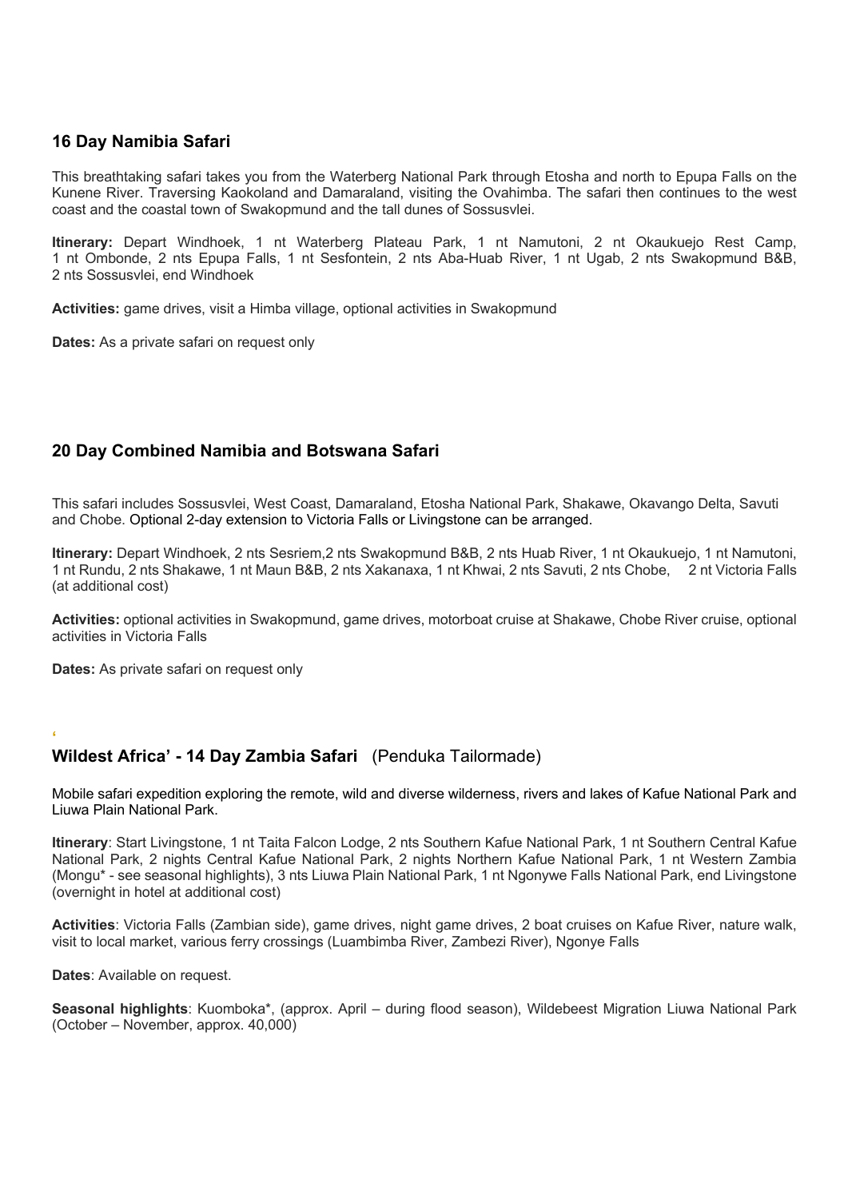## 16 Day Namibia Safari

This breathtaking safari takes you from the Waterberg National Park through Etosha and north to Epupa Falls on the Kunene River. Traversing Kaokoland and Damaraland, visiting the Ovahimba. The safari then continues to the west coast and the coastal town of Swakopmund and the tall dunes of Sossusvlei.

**Itinerary:** Depart Windhoek, 1 nt Waterberg Plateau Park, 1 nt Namutoni, 2 nt Okaukuejo Rest Camp, 1 nt Ombonde, 2 nts Epupa Falls, 1 nt Sesfontein, 2 nts Aba-Huab River, 1 nt Ugab, 2 nts Swakopmund B&B, 2 nts Sossusvlei, end Windhoek

**Activities:** game drives, visit a Himba village, optional activities in Swakopmund

**Dates:** As a private safari on request only

## 20 Day Combined Namibia and Botswana Safari

This safari includes Sossusvlei, West Coast, Damaraland, Etosha National Park, Shakawe, Okavango Delta, Savuti and Chobe. Optional 2-day extension to Victoria Falls or Livingstone can be arranged.

**Itinerary:** Depart Windhoek, 2 nts Sesriem,2 nts Swakopmund B&B, 2 nts Huab River, 1 nt Okaukuejo, 1 nt Namutoni, 1 nt Rundu, 2 nts Shakawe, 1 nt Maun B&B, 2 nts Xakanaxa, 1 nt Khwai, 2 nts Savuti, 2 nts Chobe, 2 nt Victoria Falls (at additional cost)

**Activities:** optional activities in Swakopmund, game drives, motorboat cruise at Shakawe, Chobe River cruise, optional activities in Victoria Falls

**Dates:** As private safari on request only

## 'Wildest Africa' - 14 Day Zambia Safari (Penduka Tailormade)

Mobile safari expedition exploring the remote, wild and diverse wilderness, rivers and lakes of Kafue National Park and Liuwa Plain National Park.

**Itinerary**: Start Livingstone, 1 nt Taita Falcon Lodge, 2 nts Southern Kafue National Park, 1 nt Southern Central Kafue National Park, 2 nights Central Kafue National Park, 2 nights Northern Kafue National Park, 1 nt Western Zambia (Mongu* - see seasonal highlights), 3 nts Liuwa Plain National Park, 1 nt Ngonywe Falls National Park, end Livingstone (overnight in hotel at additional cost)

**Activities**: Victoria Falls (Zambian side), game drives, night game drives, 2 boat cruises on Kafue River, nature walk, visit to local market, various ferry crossings (Luambimba River, Zambezi River), Ngonye Falls

**Dates**: Available on request.

**Seasonal highlights**: Kuomboka*, (approx. April – during flood season), Wildebeest Migration Liuwa National Park (October – November, approx. 40,000)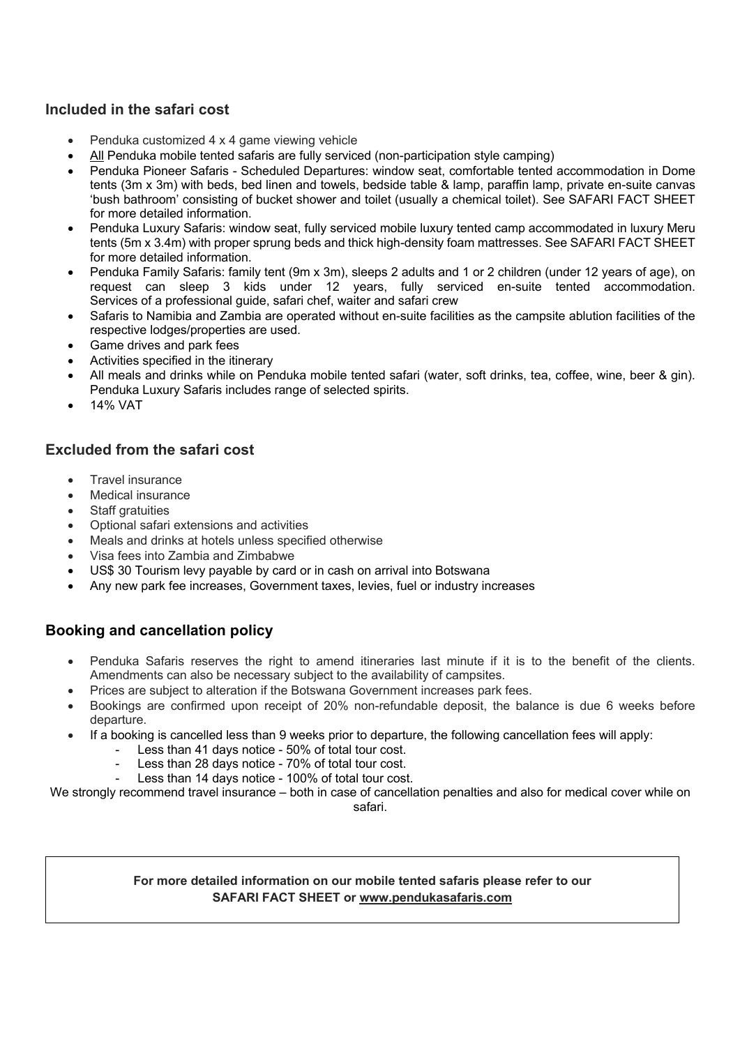## Included in the safari cost

- Penduka customized 4 x 4 game viewing vehicle
- All Penduka mobile tented safaris are fully serviced (non-participation style camping)
- Penduka Pioneer Safaris - Scheduled Departures: window seat, comfortable tented accommodation in Dome tents (3m x 3m) with beds, bed linen and towels, bedside table & lamp, paraffin lamp, private en-suite canvas 'bush bathroom' consisting of bucket shower and toilet (usually a chemical toilet). See SAFARI FACT SHEET for more detailed information.
- Penduka Luxury Safaris: window seat, fully serviced mobile luxury tented camp accommodated in luxury Meru tents (5m x 3.4m) with proper sprung beds and thick high-density foam mattresses. See SAFARI FACT SHEET for more detailed information.
- Penduka Family Safaris: family tent (9m x 3m), sleeps 2 adults and 1 or 2 children (under 12 years of age), on request can sleep 3 kids under 12 years, fully serviced en-suite tented accommodation. Services of a professional guide, safari chef, waiter and safari crew
- Safaris to Namibia and Zambia are operated without en-suite facilities as the campsite ablution facilities of the respective lodges/properties are used.
- Game drives and park fees
- Activities specified in the itinerary
- All meals and drinks while on Penduka mobile tented safari (water, soft drinks, tea, coffee, wine, beer & gin). Penduka Luxury Safaris includes range of selected spirits.
- 14% VAT

## Excluded from the safari cost

- Travel insurance
- Medical insurance
- Staff gratuities
- Optional safari extensions and activities
- Meals and drinks at hotels unless specified otherwise
- Visa fees into Zambia and Zimbabwe
- US$ 30 Tourism levy payable by card or in cash on arrival into Botswana
- Any new park fee increases, Government taxes, levies, fuel or industry increases

## Booking and cancellation policy

- Penduka Safaris reserves the right to amend itineraries last minute if it is to the benefit of the clients. Amendments can also be necessary subject to the availability of campsites.
- Prices are subject to alteration if the Botswana Government increases park fees.
- Bookings are confirmed upon receipt of 20% non-refundable deposit, the balance is due 6 weeks before departure.
- If a booking is cancelled less than 9 weeks prior to departure, the following cancellation fees will apply:
  - Less than 41 days notice - 50% of total tour cost.
  - Less than 28 days notice - 70% of total tour cost.
  - Less than 14 days notice - 100% of total tour cost.

We strongly recommend travel insurance – both in case of cancellation penalties and also for medical cover while on safari.

**For more detailed information on our mobile tented safaris please refer to our SAFARI FACT SHEET or www.pendukasafaris.com**